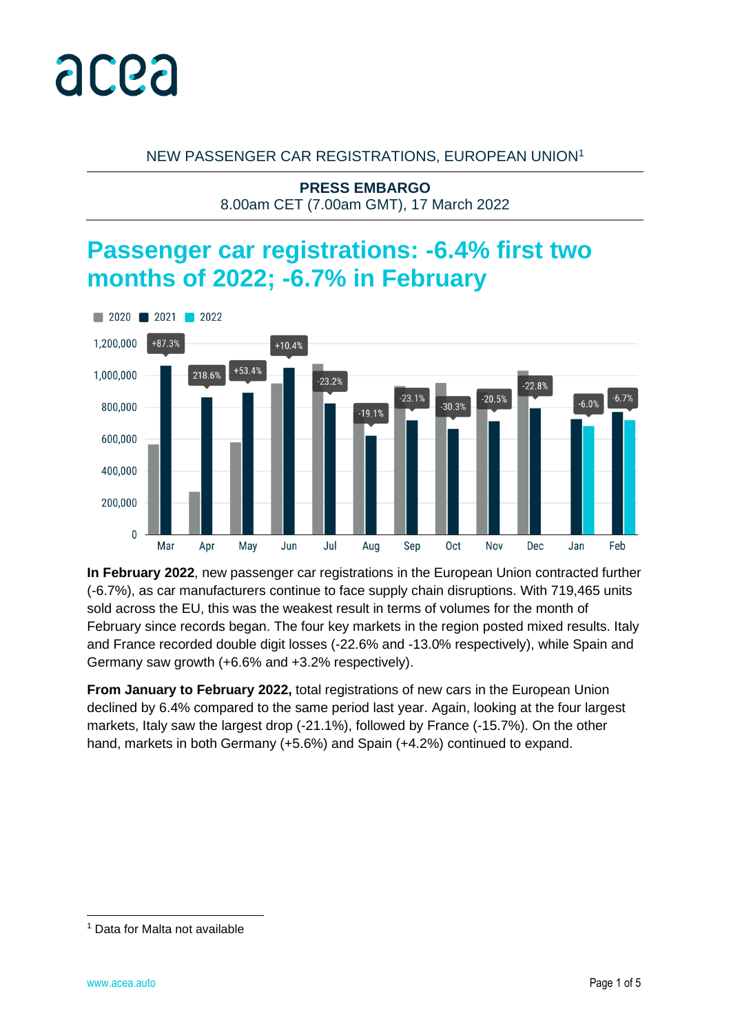NEW PASSENGER CAR REGISTRATIONS, EUROPEAN UNION[1]

**PRESS EMBARGO**
8.00am CET (7.00am GMT), 17 March 2022

# Passenger car registrations: -6.4% first two months of 2022; -6.7% in February

**In February 2022**, new passenger car registrations in the European Union contracted further (-6.7%), as car manufacturers continue to face supply chain disruptions. With 719,465 units sold across the EU, this was the weakest result in terms of volumes for the month of February since records began. The four key markets in the region posted mixed results. Italy and France recorded double digit losses (-22.6% and -13.0% respectively), while Spain and Germany saw growth (+6.6% and +3.2% respectively).

**From January to February 2022,** total registrations of new cars in the European Union declined by 6.4% compared to the same period last year. Again, looking at the four largest markets, Italy saw the largest drop (-21.1%), followed by France (-15.7%). On the other hand, markets in both Germany (+5.6%) and Spain (+4.2%) continued to expand.

[1] Data for Malta not available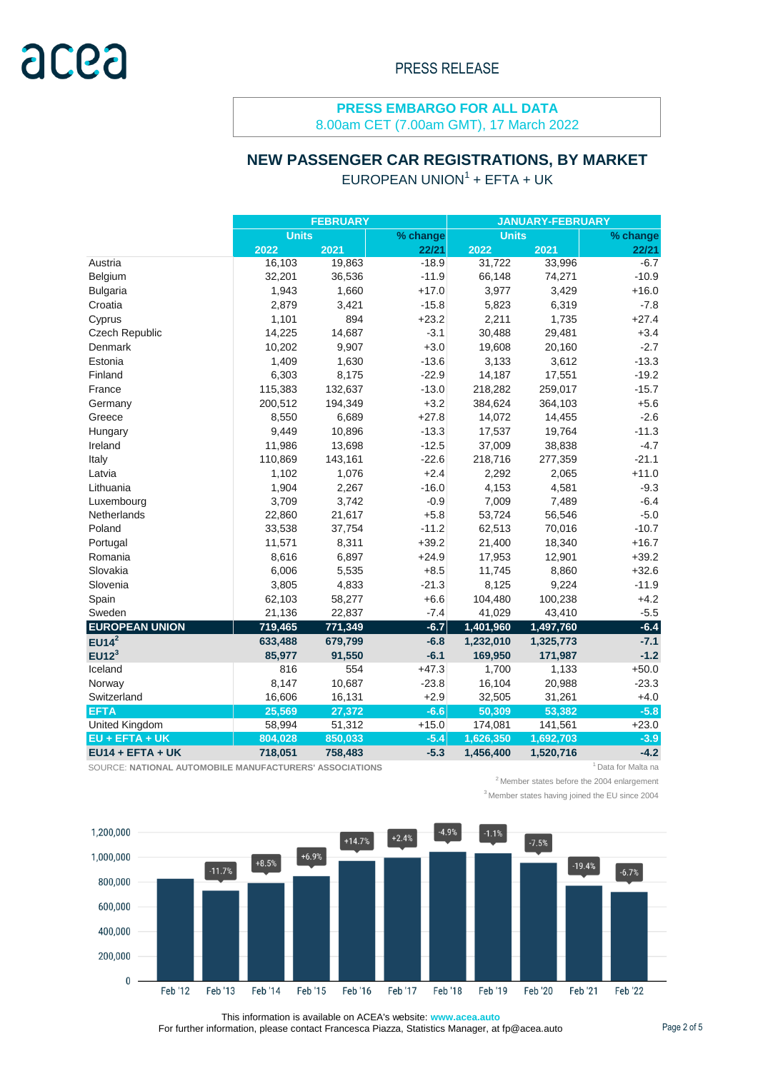acea

PRESS RELEASE

**PRESS EMBARGO FOR ALL DATA**
8.00am CET (7.00am GMT), 17 March 2022

## NEW PASSENGER CAR REGISTRATIONS, BY MARKET

EUROPEAN UNION[1] + EFTA + UK

| | FEBRUARY | | | JANUARY-FEBRUARY | | |
|---|---|---|---|---|---|---|
| | Units | | % change | Units | | % change |
| | 2022 | 2021 | 22/21 | 2022 | 2021 | 22/21 |
| Austria | 16,103 | 19,863 | -18.9 | 31,722 | 33,996 | -6.7 |
| Belgium | 32,201 | 36,536 | -11.9 | 66,148 | 74,271 | -10.9 |
| Bulgaria | 1,943 | 1,660 | +17.0 | 3,977 | 3,429 | +16.0 |
| Croatia | 2,879 | 3,421 | -15.8 | 5,823 | 6,319 | -7.8 |
| Cyprus | 1,101 | 894 | +23.2 | 2,211 | 1,735 | +27.4 |
| Czech Republic | 14,225 | 14,687 | -3.1 | 30,488 | 29,481 | +3.4 |
| Denmark | 10,202 | 9,907 | +3.0 | 19,608 | 20,160 | -2.7 |
| Estonia | 1,409 | 1,630 | -13.6 | 3,133 | 3,612 | -13.3 |
| Finland | 6,303 | 8,175 | -22.9 | 14,187 | 17,551 | -19.2 |
| France | 115,383 | 132,637 | -13.0 | 218,282 | 259,017 | -15.7 |
| Germany | 200,512 | 194,349 | +3.2 | 384,624 | 364,103 | +5.6 |
| Greece | 8,550 | 6,689 | +27.8 | 14,072 | 14,455 | -2.6 |
| Hungary | 9,449 | 10,896 | -13.3 | 17,537 | 19,764 | -11.3 |
| Ireland | 11,986 | 13,698 | -12.5 | 37,009 | 38,838 | -4.7 |
| Italy | 110,869 | 143,161 | -22.6 | 218,716 | 277,359 | -21.1 |
| Latvia | 1,102 | 1,076 | +2.4 | 2,292 | 2,065 | +11.0 |
| Lithuania | 1,904 | 2,267 | -16.0 | 4,153 | 4,581 | -9.3 |
| Luxembourg | 3,709 | 3,742 | -0.9 | 7,009 | 7,489 | -6.4 |
| Netherlands | 22,860 | 21,617 | +5.8 | 53,724 | 56,546 | -5.0 |
| Poland | 33,538 | 37,754 | -11.2 | 62,513 | 70,016 | -10.7 |
| Portugal | 11,571 | 8,311 | +39.2 | 21,400 | 18,340 | +16.7 |
| Romania | 8,616 | 6,897 | +24.9 | 17,953 | 12,901 | +39.2 |
| Slovakia | 6,006 | 5,535 | +8.5 | 11,745 | 8,860 | +32.6 |
| Slovenia | 3,805 | 4,833 | -21.3 | 8,125 | 9,224 | -11.9 |
| Spain | 62,103 | 58,277 | +6.6 | 104,480 | 100,238 | +4.2 |
| Sweden | 21,136 | 22,837 | -7.4 | 41,029 | 43,410 | -5.5 |
| **EUROPEAN UNION** | **719,465** | **771,349** | **-6.7** | **1,401,960** | **1,497,760** | **-6.4** |
| **EU14[2]** | **633,488** | **679,799** | **-6.8** | **1,232,010** | **1,325,773** | **-7.1** |
| **EU12[3]** | **85,977** | **91,550** | **-6.1** | **169,950** | **171,987** | **-1.2** |
| Iceland | 816 | 554 | +47.3 | 1,700 | 1,133 | +50.0 |
| Norway | 8,147 | 10,687 | -23.8 | 16,104 | 20,988 | -23.3 |
| Switzerland | 16,606 | 16,131 | +2.9 | 32,505 | 31,261 | +4.0 |
| **EFTA** | **25,569** | **27,372** | **-6.6** | **50,309** | **53,382** | **-5.8** |
| United Kingdom | 58,994 | 51,312 | +15.0 | 174,081 | 141,561 | +23.0 |
| **EU + EFTA + UK** | **804,028** | **850,033** | **-5.4** | **1,626,350** | **1,692,703** | **-3.9** |
| **EU14 + EFTA + UK** | **718,051** | **758,483** | **-5.3** | **1,456,400** | **1,520,716** | **-4.2** |

SOURCE: **NATIONAL AUTOMOBILE MANUFACTURERS' ASSOCIATIONS**

[1] Data for Malta na

[2] Member states before the 2004 enlargement

[3] Member states having joined the EU since 2004

| Month | Change |
|---|---|
| Feb '12 | |
| Feb '13 | -11.7% |
| Feb '14 | +8.5% |
| Feb '15 | +6.9% |
| Feb '16 | +14.7% |
| Feb '17 | +2.4% |
| Feb '18 | -4.9% |
| Feb '19 | -1.1% |
| Feb '20 | -7.5% |
| Feb '21 | -19.4% |
| Feb '22 | -6.7% |

This information is available on ACEA's website: **www.acea.auto**
For further information, please contact Francesca Piazza, Statistics Manager, at fp@acea.auto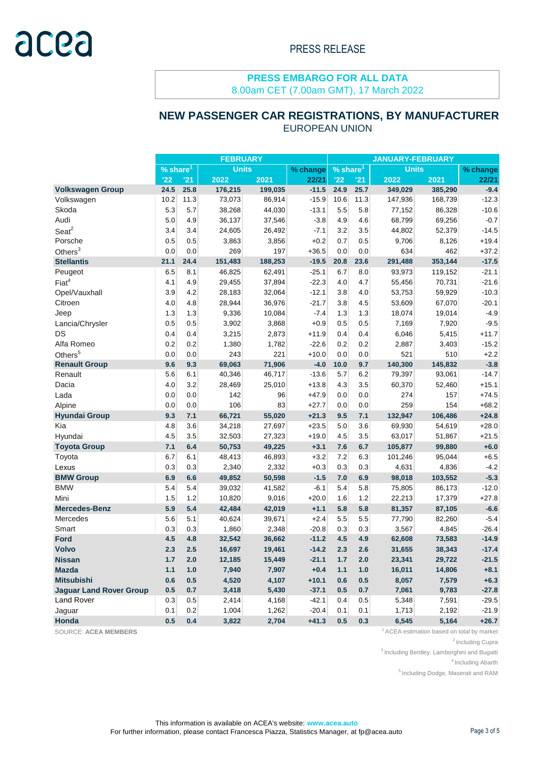PRESS RELEASE

**PRESS EMBARGO FOR ALL DATA**
8.00am CET (7.00am GMT), 17 March 2022

## NEW PASSENGER CAR REGISTRATIONS, BY MANUFACTURER
EUROPEAN UNION

| | FEBRUARY | | | | | JANUARY-FEBRUARY | | | | |
|---|---|---|---|---|---|---|---|---|---|---|
| | % share[1] | | Units | | % change | % share[1] | | Units | | % change |
| | '22 | '21 | 2022 | 2021 | 22/21 | '22 | '21 | 2022 | 2021 | 22/21 |
| **Volkswagen Group** | **24.5** | **25.8** | **176,215** | **199,035** | **-11.5** | **24.9** | **25.7** | **349,029** | **385,290** | **-9.4** |
| Volkswagen | 10.2 | 11.3 | 73,073 | 86,914 | -15.9 | 10.6 | 11.3 | 147,936 | 168,739 | -12.3 |
| Skoda | 5.3 | 5.7 | 38,268 | 44,030 | -13.1 | 5.5 | 5.8 | 77,152 | 86,328 | -10.6 |
| Audi | 5.0 | 4.9 | 36,137 | 37,546 | -3.8 | 4.9 | 4.6 | 68,799 | 69,256 | -0.7 |
| Seat[2] | 3.4 | 3.4 | 24,605 | 26,492 | -7.1 | 3.2 | 3.5 | 44,802 | 52,379 | -14.5 |
| Porsche | 0.5 | 0.5 | 3,863 | 3,856 | +0.2 | 0.7 | 0.5 | 9,706 | 8,126 | +19.4 |
| Others[3] | 0.0 | 0.0 | 269 | 197 | +36.5 | 0.0 | 0.0 | 634 | 462 | +37.2 |
| **Stellantis** | **21.1** | **24.4** | **151,483** | **188,253** | **-19.5** | **20.8** | **23.6** | **291,488** | **353,144** | **-17.5** |
| Peugeot | 6.5 | 8.1 | 46,825 | 62,491 | -25.1 | 6.7 | 8.0 | 93,973 | 119,152 | -21.1 |
| Fiat[4] | 4.1 | 4.9 | 29,455 | 37,894 | -22.3 | 4.0 | 4.7 | 55,456 | 70,731 | -21.6 |
| Opel/Vauxhall | 3.9 | 4.2 | 28,183 | 32,064 | -12.1 | 3.8 | 4.0 | 53,753 | 59,929 | -10.3 |
| Citroen | 4.0 | 4.8 | 28,944 | 36,976 | -21.7 | 3.8 | 4.5 | 53,609 | 67,070 | -20.1 |
| Jeep | 1.3 | 1.3 | 9,336 | 10,084 | -7.4 | 1.3 | 1.3 | 18,074 | 19,014 | -4.9 |
| Lancia/Chrysler | 0.5 | 0.5 | 3,902 | 3,868 | +0.9 | 0.5 | 0.5 | 7,169 | 7,920 | -9.5 |
| DS | 0.4 | 0.4 | 3,215 | 2,873 | +11.9 | 0.4 | 0.4 | 6,046 | 5,415 | +11.7 |
| Alfa Romeo | 0.2 | 0.2 | 1,380 | 1,782 | -22.6 | 0.2 | 0.2 | 2,887 | 3,403 | -15.2 |
| Others[5] | 0.0 | 0.0 | 243 | 221 | +10.0 | 0.0 | 0.0 | 521 | 510 | +2.2 |
| **Renault Group** | **9.6** | **9.3** | **69,063** | **71,906** | **-4.0** | **10.0** | **9.7** | **140,300** | **145,832** | **-3.8** |
| Renault | 5.6 | 6.1 | 40,346 | 46,717 | -13.6 | 5.7 | 6.2 | 79,397 | 93,061 | -14.7 |
| Dacia | 4.0 | 3.2 | 28,469 | 25,010 | +13.8 | 4.3 | 3.5 | 60,370 | 52,460 | +15.1 |
| Lada | 0.0 | 0.0 | 142 | 96 | +47.9 | 0.0 | 0.0 | 274 | 157 | +74.5 |
| Alpine | 0.0 | 0.0 | 106 | 83 | +27.7 | 0.0 | 0.0 | 259 | 154 | +68.2 |
| **Hyundai Group** | **9.3** | **7.1** | **66,721** | **55,020** | **+21.3** | **9.5** | **7.1** | **132,947** | **106,486** | **+24.8** |
| Kia | 4.8 | 3.6 | 34,218 | 27,697 | +23.5 | 5.0 | 3.6 | 69,930 | 54,619 | +28.0 |
| Hyundai | 4.5 | 3.5 | 32,503 | 27,323 | +19.0 | 4.5 | 3.5 | 63,017 | 51,867 | +21.5 |
| **Toyota Group** | **7.1** | **6.4** | **50,753** | **49,225** | **+3.1** | **7.6** | **6.7** | **105,877** | **99,880** | **+6.0** |
| Toyota | 6.7 | 6.1 | 48,413 | 46,893 | +3.2 | 7.2 | 6.3 | 101,246 | 95,044 | +6.5 |
| Lexus | 0.3 | 0.3 | 2,340 | 2,332 | +0.3 | 0.3 | 0.3 | 4,631 | 4,836 | -4.2 |
| **BMW Group** | **6.9** | **6.6** | **49,852** | **50,598** | **-1.5** | **7.0** | **6.9** | **98,018** | **103,552** | **-5.3** |
| BMW | 5.4 | 5.4 | 39,032 | 41,582 | -6.1 | 5.4 | 5.8 | 75,805 | 86,173 | -12.0 |
| Mini | 1.5 | 1.2 | 10,820 | 9,016 | +20.0 | 1.6 | 1.2 | 22,213 | 17,379 | +27.8 |
| **Mercedes-Benz** | **5.9** | **5.4** | **42,484** | **42,019** | **+1.1** | **5.8** | **5.8** | **81,357** | **87,105** | **-6.6** |
| Mercedes | 5.6 | 5.1 | 40,624 | 39,671 | +2.4 | 5.5 | 5.5 | 77,790 | 82,260 | -5.4 |
| Smart | 0.3 | 0.3 | 1,860 | 2,348 | -20.8 | 0.3 | 0.3 | 3,567 | 4,845 | -26.4 |
| **Ford** | **4.5** | **4.8** | **32,542** | **36,662** | **-11.2** | **4.5** | **4.9** | **62,608** | **73,583** | **-14.9** |
| **Volvo** | **2.3** | **2.5** | **16,697** | **19,461** | **-14.2** | **2.3** | **2.6** | **31,655** | **38,343** | **-17.4** |
| **Nissan** | **1.7** | **2.0** | **12,185** | **15,449** | **-21.1** | **1.7** | **2.0** | **23,341** | **29,722** | **-21.5** |
| **Mazda** | **1.1** | **1.0** | **7,940** | **7,907** | **+0.4** | **1.1** | **1.0** | **16,011** | **14,806** | **+8.1** |
| **Mitsubishi** | **0.6** | **0.5** | **4,520** | **4,107** | **+10.1** | **0.6** | **0.5** | **8,057** | **7,579** | **+6.3** |
| **Jaguar Land Rover Group** | **0.5** | **0.7** | **3,418** | **5,430** | **-37.1** | **0.5** | **0.7** | **7,061** | **9,783** | **-27.8** |
| Land Rover | 0.3 | 0.5 | 2,414 | 4,168 | -42.1 | 0.4 | 0.5 | 5,348 | 7,591 | -29.5 |
| Jaguar | 0.1 | 0.2 | 1,004 | 1,262 | -20.4 | 0.1 | 0.1 | 1,713 | 2,192 | -21.9 |
| **Honda** | **0.5** | **0.4** | **3,822** | **2,704** | **+41.3** | **0.5** | **0.3** | **6,545** | **5,164** | **+26.7** |

SOURCE: **ACEA MEMBERS**

[1] ACEA estimation based on total by market
[2] Including Cupra
[3] Including Bentley, Lamborghini and Bugatti
[4] Including Abarth
[5] Including Dodge, Maserati and RAM

This information is available on ACEA's website: **www.acea.auto**
For further information, please contact Francesca Piazza, Statistics Manager, at fp@acea.auto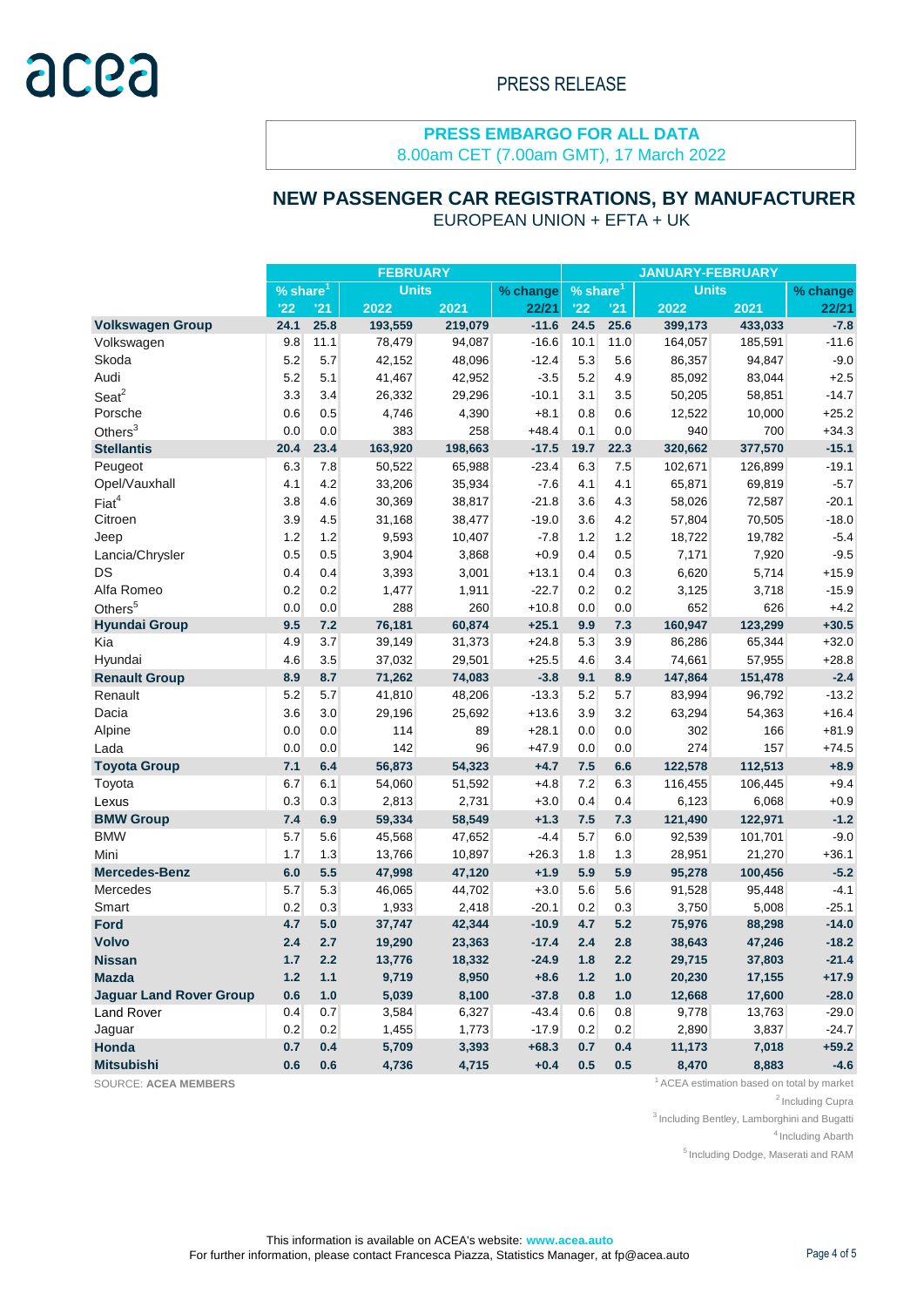PRESS RELEASE

**PRESS EMBARGO FOR ALL DATA**
8.00am CET (7.00am GMT), 17 March 2022

## NEW PASSENGER CAR REGISTRATIONS, BY MANUFACTURER
EUROPEAN UNION + EFTA + UK

| | FEBRUARY | | | | | JANUARY-FEBRUARY | | | | |
|---|---|---|---|---|---|---|---|---|---|---|
| | % share[1] | | Units | | % change | % share[1] | | Units | | % change |
| | '22 | '21 | 2022 | 2021 | 22/21 | '22 | '21 | 2022 | 2021 | 22/21 |
| **Volkswagen Group** | **24.1** | **25.8** | **193,559** | **219,079** | **-11.6** | **24.5** | **25.6** | **399,173** | **433,033** | **-7.8** |
| Volkswagen | 9.8 | 11.1 | 78,479 | 94,087 | -16.6 | 10.1 | 11.0 | 164,057 | 185,591 | -11.6 |
| Skoda | 5.2 | 5.7 | 42,152 | 48,096 | -12.4 | 5.3 | 5.6 | 86,357 | 94,847 | -9.0 |
| Audi | 5.2 | 5.1 | 41,467 | 42,952 | -3.5 | 5.2 | 4.9 | 85,092 | 83,044 | +2.5 |
| Seat[2] | 3.3 | 3.4 | 26,332 | 29,296 | -10.1 | 3.1 | 3.5 | 50,205 | 58,851 | -14.7 |
| Porsche | 0.6 | 0.5 | 4,746 | 4,390 | +8.1 | 0.8 | 0.6 | 12,522 | 10,000 | +25.2 |
| Others[3] | 0.0 | 0.0 | 383 | 258 | +48.4 | 0.1 | 0.0 | 940 | 700 | +34.3 |
| **Stellantis** | **20.4** | **23.4** | **163,920** | **198,663** | **-17.5** | **19.7** | **22.3** | **320,662** | **377,570** | **-15.1** |
| Peugeot | 6.3 | 7.8 | 50,522 | 65,988 | -23.4 | 6.3 | 7.5 | 102,671 | 126,899 | -19.1 |
| Opel/Vauxhall | 4.1 | 4.2 | 33,206 | 35,934 | -7.6 | 4.1 | 4.1 | 65,871 | 69,819 | -5.7 |
| Fiat[4] | 3.8 | 4.6 | 30,369 | 38,817 | -21.8 | 3.6 | 4.3 | 58,026 | 72,587 | -20.1 |
| Citroen | 3.9 | 4.5 | 31,168 | 38,477 | -19.0 | 3.6 | 4.2 | 57,804 | 70,505 | -18.0 |
| Jeep | 1.2 | 1.2 | 9,593 | 10,407 | -7.8 | 1.2 | 1.2 | 18,722 | 19,782 | -5.4 |
| Lancia/Chrysler | 0.5 | 0.5 | 3,904 | 3,868 | +0.9 | 0.4 | 0.5 | 7,171 | 7,920 | -9.5 |
| DS | 0.4 | 0.4 | 3,393 | 3,001 | +13.1 | 0.4 | 0.3 | 6,620 | 5,714 | +15.9 |
| Alfa Romeo | 0.2 | 0.2 | 1,477 | 1,911 | -22.7 | 0.2 | 0.2 | 3,125 | 3,718 | -15.9 |
| Others[5] | 0.0 | 0.0 | 288 | 260 | +10.8 | 0.0 | 0.0 | 652 | 626 | +4.2 |
| **Hyundai Group** | **9.5** | **7.2** | **76,181** | **60,874** | **+25.1** | **9.9** | **7.3** | **160,947** | **123,299** | **+30.5** |
| Kia | 4.9 | 3.7 | 39,149 | 31,373 | +24.8 | 5.3 | 3.9 | 86,286 | 65,344 | +32.0 |
| Hyundai | 4.6 | 3.5 | 37,032 | 29,501 | +25.5 | 4.6 | 3.4 | 74,661 | 57,955 | +28.8 |
| **Renault Group** | **8.9** | **8.7** | **71,262** | **74,083** | **-3.8** | **9.1** | **8.9** | **147,864** | **151,478** | **-2.4** |
| Renault | 5.2 | 5.7 | 41,810 | 48,206 | -13.3 | 5.2 | 5.7 | 83,994 | 96,792 | -13.2 |
| Dacia | 3.6 | 3.0 | 29,196 | 25,692 | +13.6 | 3.9 | 3.2 | 63,294 | 54,363 | +16.4 |
| Alpine | 0.0 | 0.0 | 114 | 89 | +28.1 | 0.0 | 0.0 | 302 | 166 | +81.9 |
| Lada | 0.0 | 0.0 | 142 | 96 | +47.9 | 0.0 | 0.0 | 274 | 157 | +74.5 |
| **Toyota Group** | **7.1** | **6.4** | **56,873** | **54,323** | **+4.7** | **7.5** | **6.6** | **122,578** | **112,513** | **+8.9** |
| Toyota | 6.7 | 6.1 | 54,060 | 51,592 | +4.8 | 7.2 | 6.3 | 116,455 | 106,445 | +9.4 |
| Lexus | 0.3 | 0.3 | 2,813 | 2,731 | +3.0 | 0.4 | 0.4 | 6,123 | 6,068 | +0.9 |
| **BMW Group** | **7.4** | **6.9** | **59,334** | **58,549** | **+1.3** | **7.5** | **7.3** | **121,490** | **122,971** | **-1.2** |
| BMW | 5.7 | 5.6 | 45,568 | 47,652 | -4.4 | 5.7 | 6.0 | 92,539 | 101,701 | -9.0 |
| Mini | 1.7 | 1.3 | 13,766 | 10,897 | +26.3 | 1.8 | 1.3 | 28,951 | 21,270 | +36.1 |
| **Mercedes-Benz** | **6.0** | **5.5** | **47,998** | **47,120** | **+1.9** | **5.9** | **5.9** | **95,278** | **100,456** | **-5.2** |
| Mercedes | 5.7 | 5.3 | 46,065 | 44,702 | +3.0 | 5.6 | 5.6 | 91,528 | 95,448 | -4.1 |
| Smart | 0.2 | 0.3 | 1,933 | 2,418 | -20.1 | 0.2 | 0.3 | 3,750 | 5,008 | -25.1 |
| **Ford** | **4.7** | **5.0** | **37,747** | **42,344** | **-10.9** | **4.7** | **5.2** | **75,976** | **88,298** | **-14.0** |
| **Volvo** | **2.4** | **2.7** | **19,290** | **23,363** | **-17.4** | **2.4** | **2.8** | **38,643** | **47,246** | **-18.2** |
| **Nissan** | **1.7** | **2.2** | **13,776** | **18,332** | **-24.9** | **1.8** | **2.2** | **29,715** | **37,803** | **-21.4** |
| **Mazda** | **1.2** | **1.1** | **9,719** | **8,950** | **+8.6** | **1.2** | **1.0** | **20,230** | **17,155** | **+17.9** |
| **Jaguar Land Rover Group** | **0.6** | **1.0** | **5,039** | **8,100** | **-37.8** | **0.8** | **1.0** | **12,668** | **17,600** | **-28.0** |
| Land Rover | 0.4 | 0.7 | 3,584 | 6,327 | -43.4 | 0.6 | 0.8 | 9,778 | 13,763 | -29.0 |
| Jaguar | 0.2 | 0.2 | 1,455 | 1,773 | -17.9 | 0.2 | 0.2 | 2,890 | 3,837 | -24.7 |
| **Honda** | **0.7** | **0.4** | **5,709** | **3,393** | **+68.3** | **0.7** | **0.4** | **11,173** | **7,018** | **+59.2** |
| **Mitsubishi** | **0.6** | **0.6** | **4,736** | **4,715** | **+0.4** | **0.5** | **0.5** | **8,470** | **8,883** | **-4.6** |

SOURCE: **ACEA MEMBERS**

[1] ACEA estimation based on total by market
[2] Including Cupra
[3] Including Bentley, Lamborghini and Bugatti
[4] Including Abarth
[5] Including Dodge, Maserati and RAM

This information is available on ACEA's website: **www.acea.auto**
For further information, please contact Francesca Piazza, Statistics Manager, at fp@acea.auto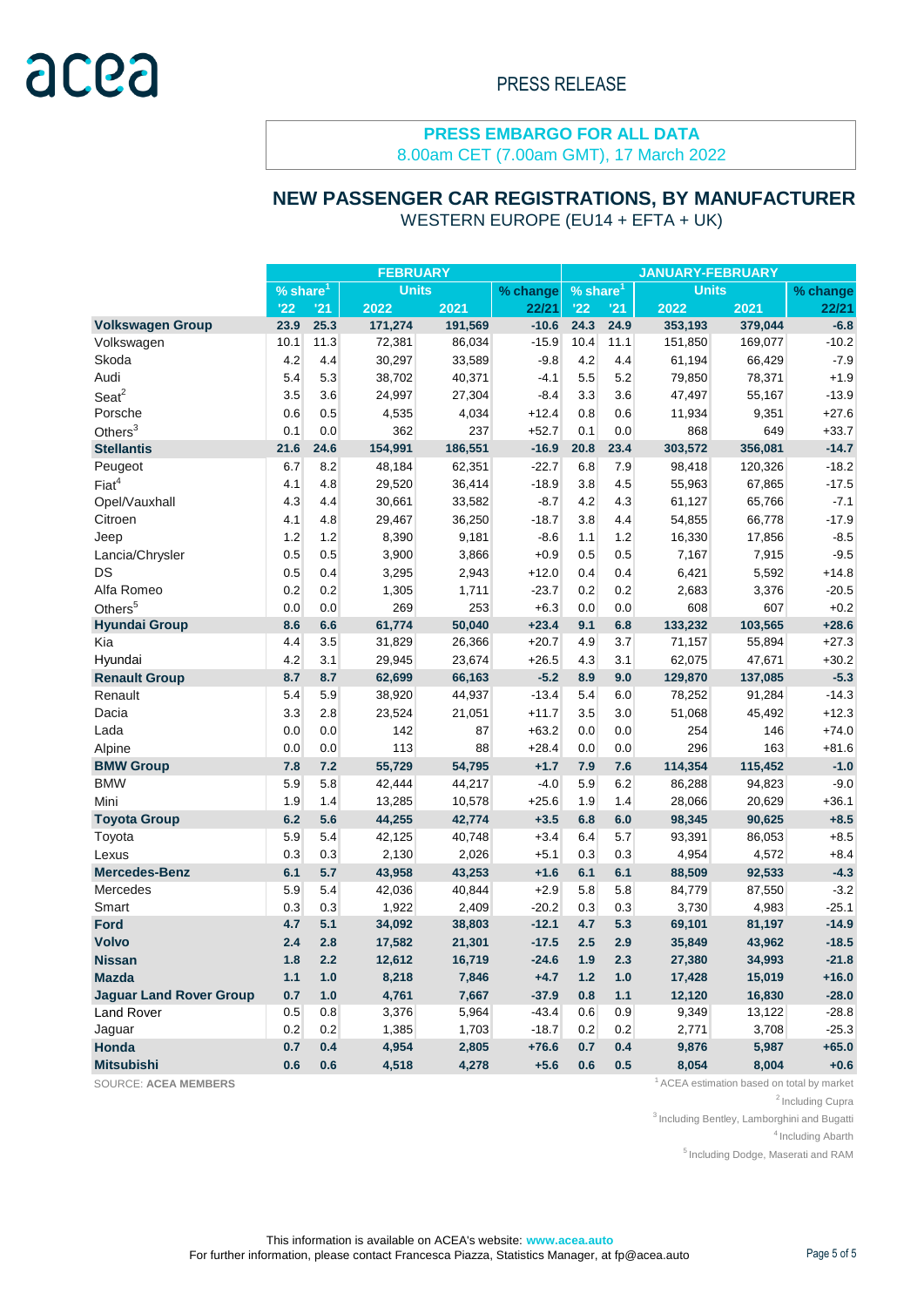acea

PRESS RELEASE

**PRESS EMBARGO FOR ALL DATA**
8.00am CET (7.00am GMT), 17 March 2022

## NEW PASSENGER CAR REGISTRATIONS, BY MANUFACTURER
WESTERN EUROPE (EU14 + EFTA + UK)

| | FEBRUARY | | | | | JANUARY-FEBRUARY | | | | |
|---|---|---|---|---|---|---|---|---|---|---|
| | % share[1] | | Units | | % change | % share[1] | | Units | | % change |
| | '22 | '21 | 2022 | 2021 | 22/21 | '22 | '21 | 2022 | 2021 | 22/21 |
| **Volkswagen Group** | **23.9** | **25.3** | **171,274** | **191,569** | **-10.6** | **24.3** | **24.9** | **353,193** | **379,044** | **-6.8** |
| Volkswagen | 10.1 | 11.3 | 72,381 | 86,034 | -15.9 | 10.4 | 11.1 | 151,850 | 169,077 | -10.2 |
| Skoda | 4.2 | 4.4 | 30,297 | 33,589 | -9.8 | 4.2 | 4.4 | 61,194 | 66,429 | -7.9 |
| Audi | 5.4 | 5.3 | 38,702 | 40,371 | -4.1 | 5.5 | 5.2 | 79,850 | 78,371 | +1.9 |
| Seat[2] | 3.5 | 3.6 | 24,997 | 27,304 | -8.4 | 3.3 | 3.6 | 47,497 | 55,167 | -13.9 |
| Porsche | 0.6 | 0.5 | 4,535 | 4,034 | +12.4 | 0.8 | 0.6 | 11,934 | 9,351 | +27.6 |
| Others[3] | 0.1 | 0.0 | 362 | 237 | +52.7 | 0.1 | 0.0 | 868 | 649 | +33.7 |
| **Stellantis** | **21.6** | **24.6** | **154,991** | **186,551** | **-16.9** | **20.8** | **23.4** | **303,572** | **356,081** | **-14.7** |
| Peugeot | 6.7 | 8.2 | 48,184 | 62,351 | -22.7 | 6.8 | 7.9 | 98,418 | 120,326 | -18.2 |
| Fiat[4] | 4.1 | 4.8 | 29,520 | 36,414 | -18.9 | 3.8 | 4.5 | 55,963 | 67,865 | -17.5 |
| Opel/Vauxhall | 4.3 | 4.4 | 30,661 | 33,582 | -8.7 | 4.2 | 4.3 | 61,127 | 65,766 | -7.1 |
| Citroen | 4.1 | 4.8 | 29,467 | 36,250 | -18.7 | 3.8 | 4.4 | 54,855 | 66,778 | -17.9 |
| Jeep | 1.2 | 1.2 | 8,390 | 9,181 | -8.6 | 1.1 | 1.2 | 16,330 | 17,856 | -8.5 |
| Lancia/Chrysler | 0.5 | 0.5 | 3,900 | 3,866 | +0.9 | 0.5 | 0.5 | 7,167 | 7,915 | -9.5 |
| DS | 0.5 | 0.4 | 3,295 | 2,943 | +12.0 | 0.4 | 0.4 | 6,421 | 5,592 | +14.8 |
| Alfa Romeo | 0.2 | 0.2 | 1,305 | 1,711 | -23.7 | 0.2 | 0.2 | 2,683 | 3,376 | -20.5 |
| Others[5] | 0.0 | 0.0 | 269 | 253 | +6.3 | 0.0 | 0.0 | 608 | 607 | +0.2 |
| **Hyundai Group** | **8.6** | **6.6** | **61,774** | **50,040** | **+23.4** | **9.1** | **6.8** | **133,232** | **103,565** | **+28.6** |
| Kia | 4.4 | 3.5 | 31,829 | 26,366 | +20.7 | 4.9 | 3.7 | 71,157 | 55,894 | +27.3 |
| Hyundai | 4.2 | 3.1 | 29,945 | 23,674 | +26.5 | 4.3 | 3.1 | 62,075 | 47,671 | +30.2 |
| **Renault Group** | **8.7** | **8.7** | **62,699** | **66,163** | **-5.2** | **8.9** | **9.0** | **129,870** | **137,085** | **-5.3** |
| Renault | 5.4 | 5.9 | 38,920 | 44,937 | -13.4 | 5.4 | 6.0 | 78,252 | 91,284 | -14.3 |
| Dacia | 3.3 | 2.8 | 23,524 | 21,051 | +11.7 | 3.5 | 3.0 | 51,068 | 45,492 | +12.3 |
| Lada | 0.0 | 0.0 | 142 | 87 | +63.2 | 0.0 | 0.0 | 254 | 146 | +74.0 |
| Alpine | 0.0 | 0.0 | 113 | 88 | +28.4 | 0.0 | 0.0 | 296 | 163 | +81.6 |
| **BMW Group** | **7.8** | **7.2** | **55,729** | **54,795** | **+1.7** | **7.9** | **7.6** | **114,354** | **115,452** | **-1.0** |
| BMW | 5.9 | 5.8 | 42,444 | 44,217 | -4.0 | 5.9 | 6.2 | 86,288 | 94,823 | -9.0 |
| Mini | 1.9 | 1.4 | 13,285 | 10,578 | +25.6 | 1.9 | 1.4 | 28,066 | 20,629 | +36.1 |
| **Toyota Group** | **6.2** | **5.6** | **44,255** | **42,774** | **+3.5** | **6.8** | **6.0** | **98,345** | **90,625** | **+8.5** |
| Toyota | 5.9 | 5.4 | 42,125 | 40,748 | +3.4 | 6.4 | 5.7 | 93,391 | 86,053 | +8.5 |
| Lexus | 0.3 | 0.3 | 2,130 | 2,026 | +5.1 | 0.3 | 0.3 | 4,954 | 4,572 | +8.4 |
| **Mercedes-Benz** | **6.1** | **5.7** | **43,958** | **43,253** | **+1.6** | **6.1** | **6.1** | **88,509** | **92,533** | **-4.3** |
| Mercedes | 5.9 | 5.4 | 42,036 | 40,844 | +2.9 | 5.8 | 5.8 | 84,779 | 87,550 | -3.2 |
| Smart | 0.3 | 0.3 | 1,922 | 2,409 | -20.2 | 0.3 | 0.3 | 3,730 | 4,983 | -25.1 |
| **Ford** | **4.7** | **5.1** | **34,092** | **38,803** | **-12.1** | **4.7** | **5.3** | **69,101** | **81,197** | **-14.9** |
| **Volvo** | **2.4** | **2.8** | **17,582** | **21,301** | **-17.5** | **2.5** | **2.9** | **35,849** | **43,962** | **-18.5** |
| **Nissan** | **1.8** | **2.2** | **12,612** | **16,719** | **-24.6** | **1.9** | **2.3** | **27,380** | **34,993** | **-21.8** |
| **Mazda** | **1.1** | **1.0** | **8,218** | **7,846** | **+4.7** | **1.2** | **1.0** | **17,428** | **15,019** | **+16.0** |
| **Jaguar Land Rover Group** | **0.7** | **1.0** | **4,761** | **7,667** | **-37.9** | **0.8** | **1.1** | **12,120** | **16,830** | **-28.0** |
| Land Rover | 0.5 | 0.8 | 3,376 | 5,964 | -43.4 | 0.6 | 0.9 | 9,349 | 13,122 | -28.8 |
| Jaguar | 0.2 | 0.2 | 1,385 | 1,703 | -18.7 | 0.2 | 0.2 | 2,771 | 3,708 | -25.3 |
| **Honda** | **0.7** | **0.4** | **4,954** | **2,805** | **+76.6** | **0.7** | **0.4** | **9,876** | **5,987** | **+65.0** |
| **Mitsubishi** | **0.6** | **0.6** | **4,518** | **4,278** | **+5.6** | **0.6** | **0.5** | **8,054** | **8,004** | **+0.6** |

SOURCE: **ACEA MEMBERS**

[1] ACEA estimation based on total by market
[2] Including Cupra
[3] Including Bentley, Lamborghini and Bugatti
[4] Including Abarth
[5] Including Dodge, Maserati and RAM

This information is available on ACEA's website: **www.acea.auto**
For further information, please contact Francesca Piazza, Statistics Manager, at fp@acea.auto